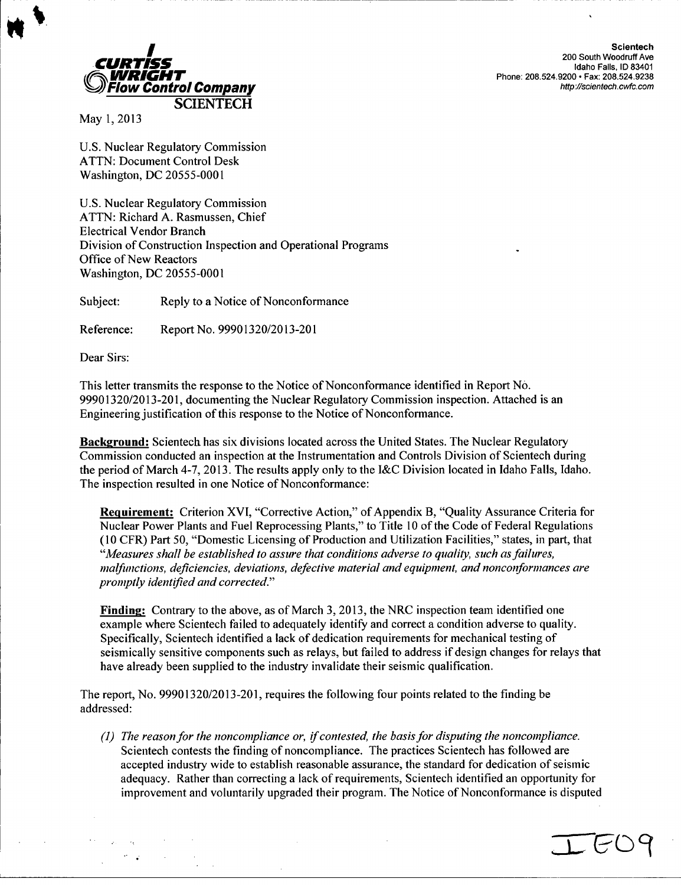**CURTISS WRIGHT Flow Control Company**
**SCIENTECH**

**Scientech**
200 South Woodruff Ave
Idaho Falls, ID 83401
Phone: 208.524.9200 • Fax: 208.524.9238
http://scientech.cwfc.com

May 1, 2013

U.S. Nuclear Regulatory Commission
ATTN: Document Control Desk
Washington, DC 20555-0001

U.S. Nuclear Regulatory Commission
ATTN: Richard A. Rasmussen, Chief
Electrical Vendor Branch
Division of Construction Inspection and Operational Programs
Office of New Reactors
Washington, DC 20555-0001

Subject: Reply to a Notice of Nonconformance

Reference: Report No. 99901320/2013-201

Dear Sirs:

This letter transmits the response to the Notice of Nonconformance identified in Report No. 99901320/2013-201, documenting the Nuclear Regulatory Commission inspection. Attached is an Engineering justification of this response to the Notice of Nonconformance.

**Background:** Scientech has six divisions located across the United States. The Nuclear Regulatory Commission conducted an inspection at the Instrumentation and Controls Division of Scientech during the period of March 4-7, 2013. The results apply only to the I&C Division located in Idaho Falls, Idaho. The inspection resulted in one Notice of Nonconformance:

> **Requirement:** Criterion XVI, "Corrective Action," of Appendix B, "Quality Assurance Criteria for Nuclear Power Plants and Fuel Reprocessing Plants," to Title 10 of the Code of Federal Regulations (10 CFR) Part 50, "Domestic Licensing of Production and Utilization Facilities," states, in part, that "*Measures shall be established to assure that conditions adverse to quality, such as failures, malfunctions, deficiencies, deviations, defective material and equipment, and nonconformances are promptly identified and corrected.*"
>
> **Finding:** Contrary to the above, as of March 3, 2013, the NRC inspection team identified one example where Scientech failed to adequately identify and correct a condition adverse to quality. Specifically, Scientech identified a lack of dedication requirements for mechanical testing of seismically sensitive components such as relays, but failed to address if design changes for relays that have already been supplied to the industry invalidate their seismic qualification.

The report, No. 99901320/2013-201, requires the following four points related to the finding be addressed:

(1) *The reason for the noncompliance or, if contested, the basis for disputing the noncompliance.*
Scientech contests the finding of noncompliance. The practices Scientech has followed are accepted industry wide to establish reasonable assurance, the standard for dedication of seismic adequacy. Rather than correcting a lack of requirements, Scientech identified an opportunity for improvement and voluntarily upgraded their program. The Notice of Nonconformance is disputed

IE09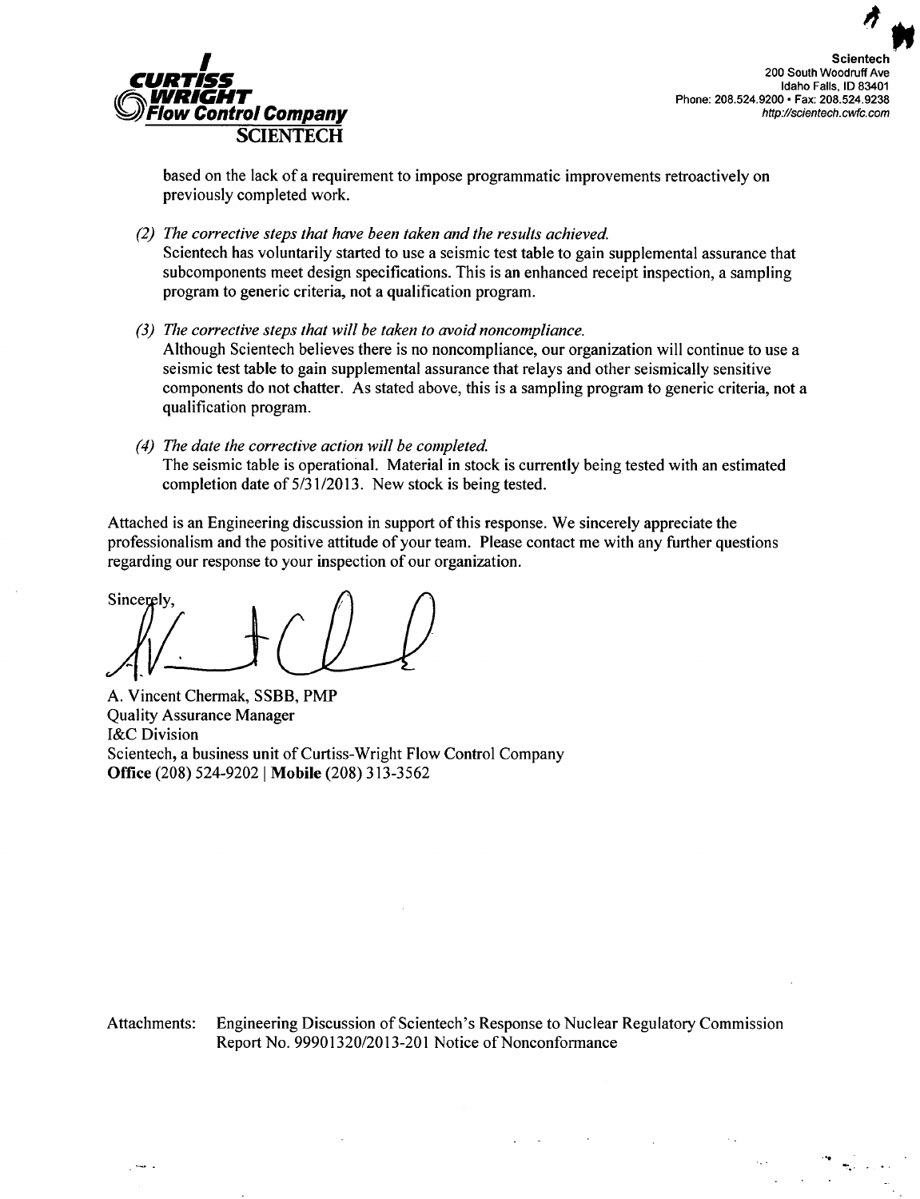based on the lack of a requirement to impose programmatic improvements retroactively on previously completed work.

(2) *The corrective steps that have been taken and the results achieved.*
Scientech has voluntarily started to use a seismic test table to gain supplemental assurance that subcomponents meet design specifications. This is an enhanced receipt inspection, a sampling program to generic criteria, not a qualification program.

(3) *The corrective steps that will be taken to avoid noncompliance.*
Although Scientech believes there is no noncompliance, our organization will continue to use a seismic test table to gain supplemental assurance that relays and other seismically sensitive components do not chatter. As stated above, this is a sampling program to generic criteria, not a qualification program.

(4) *The date the corrective action will be completed.*
The seismic table is operational. Material in stock is currently being tested with an estimated completion date of 5/31/2013. New stock is being tested.

Attached is an Engineering discussion in support of this response. We sincerely appreciate the professionalism and the positive attitude of your team. Please contact me with any further questions regarding our response to your inspection of our organization.

Sincerely,

A. Vincent Chermak, SSBB, PMP
Quality Assurance Manager
I&C Division
Scientech, a business unit of Curtiss-Wright Flow Control Company
**Office** (208) 524-9202 | **Mobile** (208) 313-3562

Attachments: Engineering Discussion of Scientech's Response to Nuclear Regulatory Commission Report No. 99901320/2013-201 Notice of Nonconformance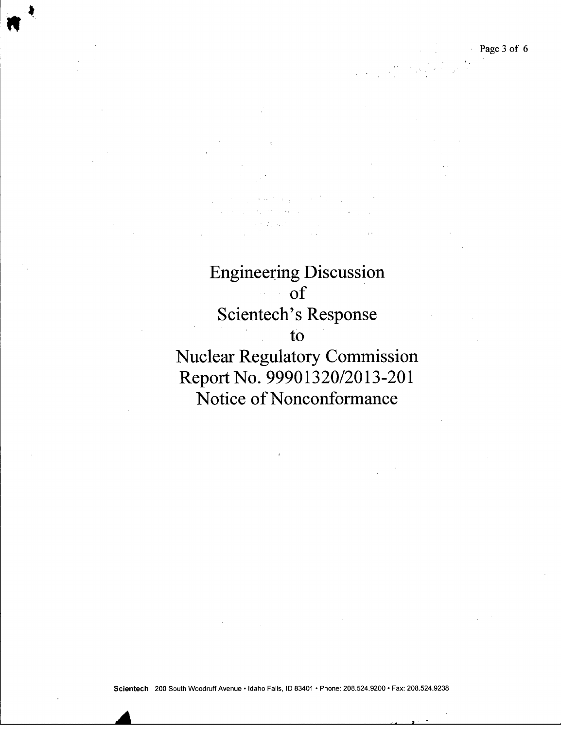# Engineering Discussion of Scientech's Response to Nuclear Regulatory Commission Report No. 99901320/2013-201 Notice of Nonconformance

**Scientech** 200 South Woodruff Avenue • Idaho Falls, ID 83401 • Phone: 208.524.9200 • Fax: 208.524.9238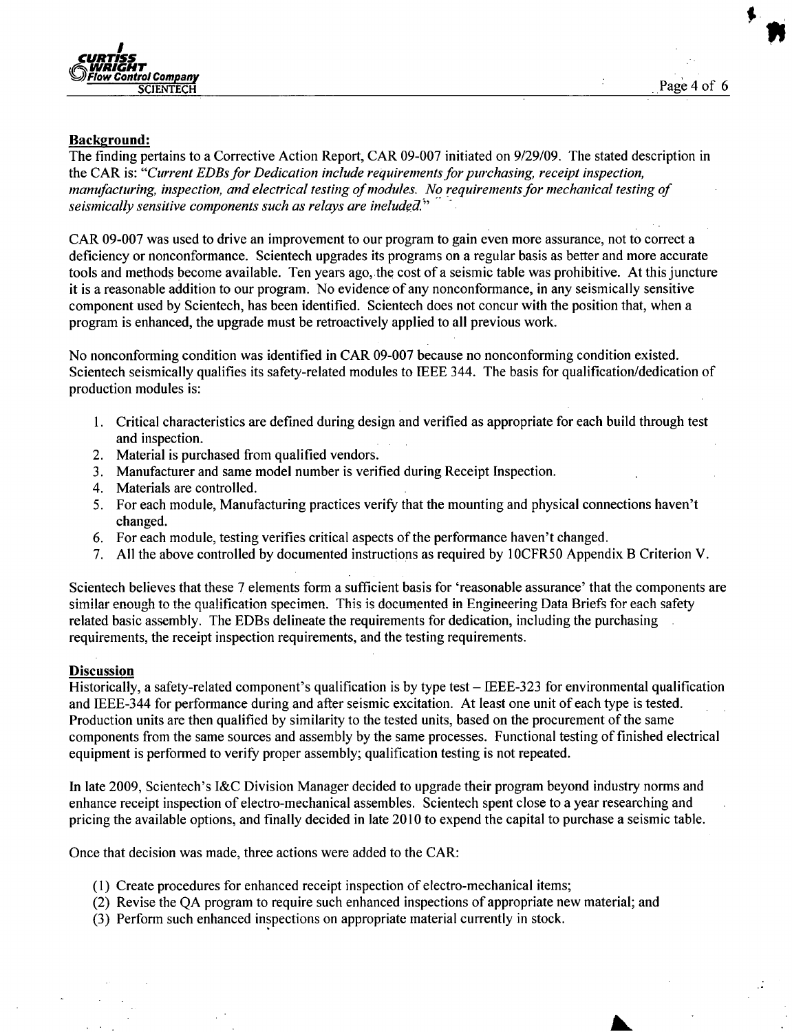**Background:**

The finding pertains to a Corrective Action Report, CAR 09-007 initiated on 9/29/09. The stated description in the CAR is: *"Current EDBs for Dedication include requirements for purchasing, receipt inspection, manufacturing, inspection, and electrical testing of modules. No requirements for mechanical testing of seismically sensitive components such as relays are included."*

CAR 09-007 was used to drive an improvement to our program to gain even more assurance, not to correct a deficiency or nonconformance. Scientech upgrades its programs on a regular basis as better and more accurate tools and methods become available. Ten years ago, the cost of a seismic table was prohibitive. At this juncture it is a reasonable addition to our program. No evidence of any nonconformance, in any seismically sensitive component used by Scientech, has been identified. Scientech does not concur with the position that, when a program is enhanced, the upgrade must be retroactively applied to all previous work.

No nonconforming condition was identified in CAR 09-007 because no nonconforming condition existed. Scientech seismically qualifies its safety-related modules to IEEE 344. The basis for qualification/dedication of production modules is:

1. Critical characteristics are defined during design and verified as appropriate for each build through test and inspection.
2. Material is purchased from qualified vendors.
3. Manufacturer and same model number is verified during Receipt Inspection.
4. Materials are controlled.
5. For each module, Manufacturing practices verify that the mounting and physical connections haven't changed.
6. For each module, testing verifies critical aspects of the performance haven't changed.
7. All the above controlled by documented instructions as required by 10CFR50 Appendix B Criterion V.

Scientech believes that these 7 elements form a sufficient basis for 'reasonable assurance' that the components are similar enough to the qualification specimen. This is documented in Engineering Data Briefs for each safety related basic assembly. The EDBs delineate the requirements for dedication, including the purchasing requirements, the receipt inspection requirements, and the testing requirements.

**Discussion**

Historically, a safety-related component's qualification is by type test – IEEE-323 for environmental qualification and IEEE-344 for performance during and after seismic excitation. At least one unit of each type is tested. Production units are then qualified by similarity to the tested units, based on the procurement of the same components from the same sources and assembly by the same processes. Functional testing of finished electrical equipment is performed to verify proper assembly; qualification testing is not repeated.

In late 2009, Scientech's I&C Division Manager decided to upgrade their program beyond industry norms and enhance receipt inspection of electro-mechanical assembles. Scientech spent close to a year researching and pricing the available options, and finally decided in late 2010 to expend the capital to purchase a seismic table.

Once that decision was made, three actions were added to the CAR:

(1) Create procedures for enhanced receipt inspection of electro-mechanical items;
(2) Revise the QA program to require such enhanced inspections of appropriate new material; and
(3) Perform such enhanced inspections on appropriate material currently in stock.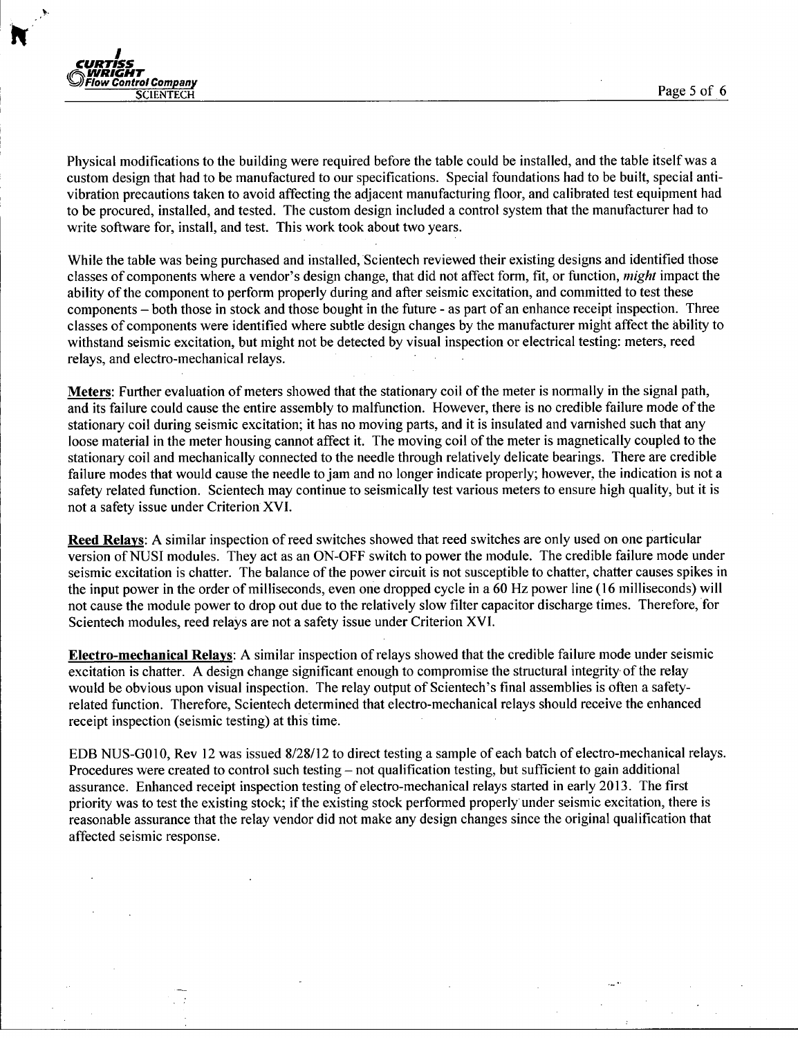Physical modifications to the building were required before the table could be installed, and the table itself was a custom design that had to be manufactured to our specifications. Special foundations had to be built, special anti-vibration precautions taken to avoid affecting the adjacent manufacturing floor, and calibrated test equipment had to be procured, installed, and tested. The custom design included a control system that the manufacturer had to write software for, install, and test. This work took about two years.

While the table was being purchased and installed, Scientech reviewed their existing designs and identified those classes of components where a vendor's design change, that did not affect form, fit, or function, *might* impact the ability of the component to perform properly during and after seismic excitation, and committed to test these components – both those in stock and those bought in the future - as part of an enhance receipt inspection. Three classes of components were identified where subtle design changes by the manufacturer might affect the ability to withstand seismic excitation, but might not be detected by visual inspection or electrical testing: meters, reed relays, and electro-mechanical relays.

**Meters**: Further evaluation of meters showed that the stationary coil of the meter is normally in the signal path, and its failure could cause the entire assembly to malfunction. However, there is no credible failure mode of the stationary coil during seismic excitation; it has no moving parts, and it is insulated and varnished such that any loose material in the meter housing cannot affect it. The moving coil of the meter is magnetically coupled to the stationary coil and mechanically connected to the needle through relatively delicate bearings. There are credible failure modes that would cause the needle to jam and no longer indicate properly; however, the indication is not a safety related function. Scientech may continue to seismically test various meters to ensure high quality, but it is not a safety issue under Criterion XVI.

**Reed Relays**: A similar inspection of reed switches showed that reed switches are only used on one particular version of NUSI modules. They act as an ON-OFF switch to power the module. The credible failure mode under seismic excitation is chatter. The balance of the power circuit is not susceptible to chatter, chatter causes spikes in the input power in the order of milliseconds, even one dropped cycle in a 60 Hz power line (16 milliseconds) will not cause the module power to drop out due to the relatively slow filter capacitor discharge times. Therefore, for Scientech modules, reed relays are not a safety issue under Criterion XVI.

**Electro-mechanical Relays**: A similar inspection of relays showed that the credible failure mode under seismic excitation is chatter. A design change significant enough to compromise the structural integrity of the relay would be obvious upon visual inspection. The relay output of Scientech's final assemblies is often a safety-related function. Therefore, Scientech determined that electro-mechanical relays should receive the enhanced receipt inspection (seismic testing) at this time.

EDB NUS-G010, Rev 12 was issued 8/28/12 to direct testing a sample of each batch of electro-mechanical relays. Procedures were created to control such testing – not qualification testing, but sufficient to gain additional assurance. Enhanced receipt inspection testing of electro-mechanical relays started in early 2013. The first priority was to test the existing stock; if the existing stock performed properly under seismic excitation, there is reasonable assurance that the relay vendor did not make any design changes since the original qualification that affected seismic response.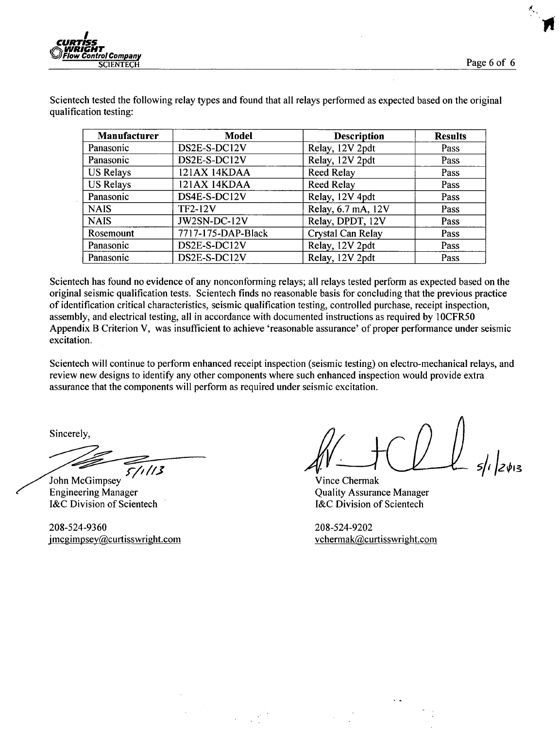Scientech tested the following relay types and found that all relays performed as expected based on the original qualification testing:

| Manufacturer | Model | Description | Results |
|---|---|---|---|
| Panasonic | DS2E-S-DC12V | Relay, 12V 2pdt | Pass |
| Panasonic | DS2E-S-DC12V | Relay, 12V 2pdt | Pass |
| US Relays | 121AX 14KDAA | Reed Relay | Pass |
| US Relays | 121AX 14KDAA | Reed Relay | Pass |
| Panasonic | DS4E-S-DC12V | Relay, 12V 4pdt | Pass |
| NAIS | TF2-12V | Relay, 6.7 mA, 12V | Pass |
| NAIS | JW2SN-DC-12V | Relay, DPDT, 12V | Pass |
| Rosemount | 7717-175-DAP-Black | Crystal Can Relay | Pass |
| Panasonic | DS2E-S-DC12V | Relay, 12V 2pdt | Pass |
| Panasonic | DS2E-S-DC12V | Relay, 12V 2pdt | Pass |

Scientech has found no evidence of any nonconforming relays; all relays tested perform as expected based on the original seismic qualification tests. Scientech finds no reasonable basis for concluding that the previous practice of identification critical characteristics, seismic qualification testing, controlled purchase, receipt inspection, assembly, and electrical testing, all in accordance with documented instructions as required by 10CFR50 Appendix B Criterion V, was insufficient to achieve 'reasonable assurance' of proper performance under seismic excitation.

Scientech will continue to perform enhanced receipt inspection (seismic testing) on electro-mechanical relays, and review new designs to identify any other components where such enhanced inspection would provide extra assurance that the components will perform as required under seismic excitation.

Sincerely,

5/1/13

John McGimpsey
Engineering Manager
I&C Division of Scientech

208-524-9360
jmcgimpsey@curtisswright.com

5/1/2013

Vince Chermak
Quality Assurance Manager
I&C Division of Scientech

208-524-9202
vchermak@curtisswright.com